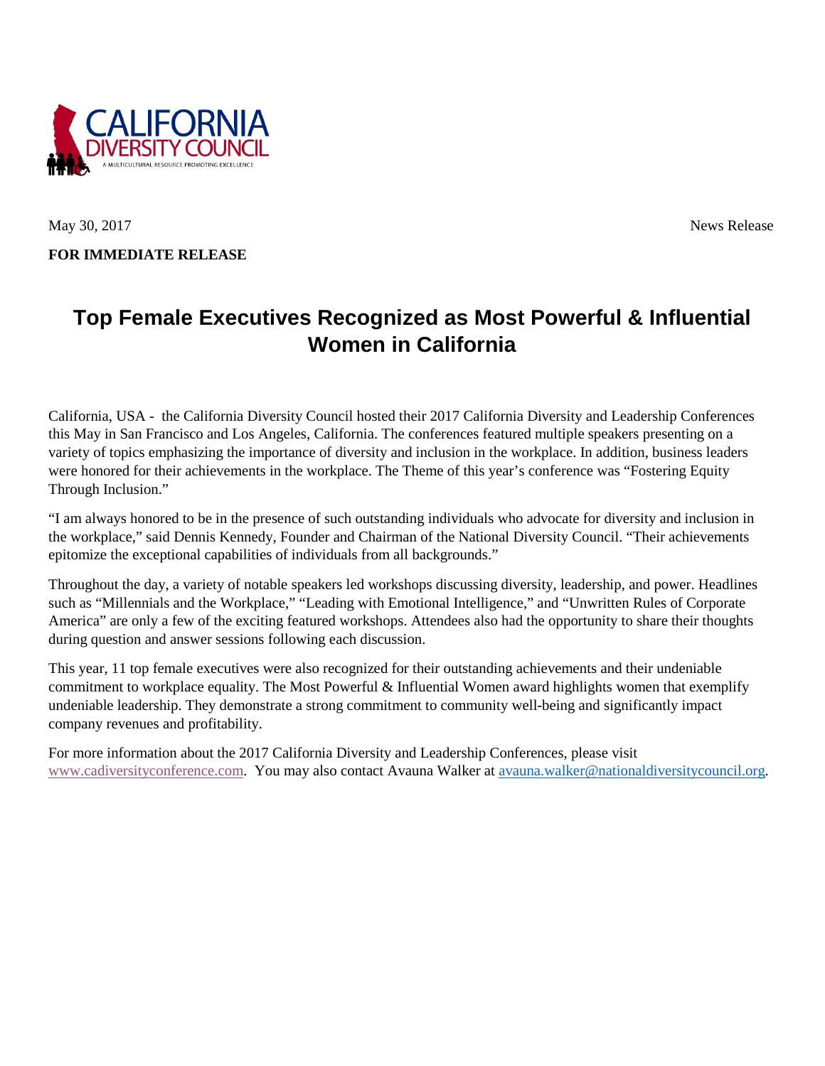CALIFORNIA DIVERSITY COUNCIL

A MULTICULTURAL RESOURCE PROMOTING EXCELLENCE

May 30, 2017 News Release

**FOR IMMEDIATE RELEASE**

# Top Female Executives Recognized as Most Powerful & Influential Women in California

California, USA - the California Diversity Council hosted their 2017 California Diversity and Leadership Conferences this May in San Francisco and Los Angeles, California. The conferences featured multiple speakers presenting on a variety of topics emphasizing the importance of diversity and inclusion in the workplace. In addition, business leaders were honored for their achievements in the workplace. The Theme of this year's conference was "Fostering Equity Through Inclusion."

"I am always honored to be in the presence of such outstanding individuals who advocate for diversity and inclusion in the workplace," said Dennis Kennedy, Founder and Chairman of the National Diversity Council. "Their achievements epitomize the exceptional capabilities of individuals from all backgrounds."

Throughout the day, a variety of notable speakers led workshops discussing diversity, leadership, and power. Headlines such as "Millennials and the Workplace," "Leading with Emotional Intelligence," and "Unwritten Rules of Corporate America" are only a few of the exciting featured workshops. Attendees also had the opportunity to share their thoughts during question and answer sessions following each discussion.

This year, 11 top female executives were also recognized for their outstanding achievements and their undeniable commitment to workplace equality. The Most Powerful & Influential Women award highlights women that exemplify undeniable leadership. They demonstrate a strong commitment to community well-being and significantly impact company revenues and profitability.

For more information about the 2017 California Diversity and Leadership Conferences, please visit www.cadiversityconference.com. You may also contact Avauna Walker at avauna.walker@nationaldiversitycouncil.org.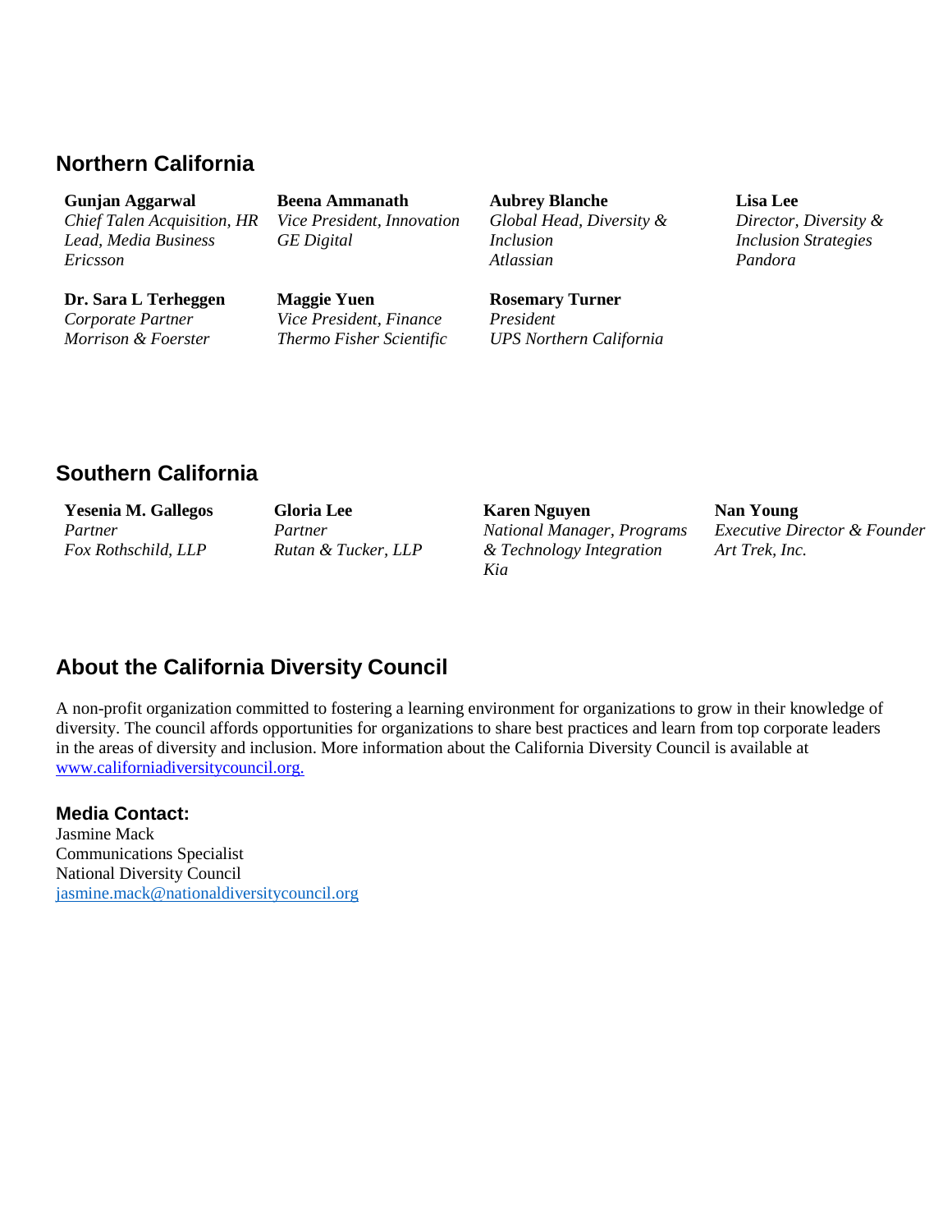## Northern California

**Gunjan Aggarwal**
*Chief Talen Acquisition, HR Lead, Media Business*
*Ericsson*

**Beena Ammanath**
*Vice President, Innovation*
*GE Digital*

**Aubrey Blanche**
*Global Head, Diversity & Inclusion*
*Atlassian*

**Lisa Lee**
*Director, Diversity & Inclusion Strategies*
*Pandora*

**Dr. Sara L Terheggen**
*Corporate Partner*
*Morrison & Foerster*

**Maggie Yuen**
*Vice President, Finance*
*Thermo Fisher Scientific*

**Rosemary Turner**
*President*
*UPS Northern California*

## Southern California

**Yesenia M. Gallegos**
*Partner*
*Fox Rothschild, LLP*

**Gloria Lee**
*Partner*
*Rutan & Tucker, LLP*

**Karen Nguyen**
*National Manager, Programs & Technology Integration*
*Kia*

**Nan Young**
*Executive Director & Founder*
*Art Trek, Inc.*

## About the California Diversity Council

A non-profit organization committed to fostering a learning environment for organizations to grow in their knowledge of diversity. The council affords opportunities for organizations to share best practices and learn from top corporate leaders in the areas of diversity and inclusion. More information about the California Diversity Council is available at www.californiadiversitycouncil.org.

### Media Contact:

Jasmine Mack
Communications Specialist
National Diversity Council
jasmine.mack@nationaldiversitycouncil.org